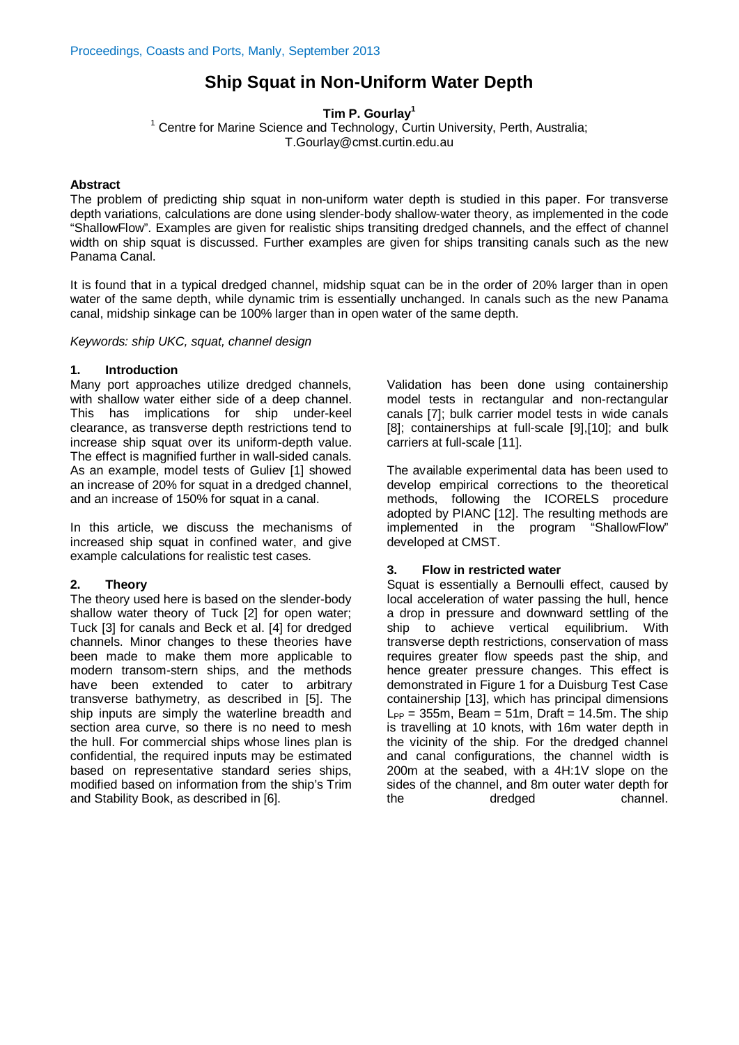Proceedings, Coasts and Ports, Manly, September 2013

# Ship Squat in Non-Uniform Water Depth

**Tim P. Gourlay[1]**

[1] Centre for Marine Science and Technology, Curtin University, Perth, Australia; T.Gourlay@cmst.curtin.edu.au

### Abstract

The problem of predicting ship squat in non-uniform water depth is studied in this paper. For transverse depth variations, calculations are done using slender-body shallow-water theory, as implemented in the code "ShallowFlow". Examples are given for realistic ships transiting dredged channels, and the effect of channel width on ship squat is discussed. Further examples are given for ships transiting canals such as the new Panama Canal.

It is found that in a typical dredged channel, midship squat can be in the order of 20% larger than in open water of the same depth, while dynamic trim is essentially unchanged. In canals such as the new Panama canal, midship sinkage can be 100% larger than in open water of the same depth.

*Keywords: ship UKC, squat, channel design*

## 1. Introduction

Many port approaches utilize dredged channels, with shallow water either side of a deep channel. This has implications for ship under-keel clearance, as transverse depth restrictions tend to increase ship squat over its uniform-depth value. The effect is magnified further in wall-sided canals. As an example, model tests of Guliev [1] showed an increase of 20% for squat in a dredged channel, and an increase of 150% for squat in a canal.

In this article, we discuss the mechanisms of increased ship squat in confined water, and give example calculations for realistic test cases.

## 2. Theory

The theory used here is based on the slender-body shallow water theory of Tuck [2] for open water; Tuck [3] for canals and Beck et al. [4] for dredged channels. Minor changes to these theories have been made to make them more applicable to modern transom-stern ships, and the methods have been extended to cater to arbitrary transverse bathymetry, as described in [5]. The ship inputs are simply the waterline breadth and section area curve, so there is no need to mesh the hull. For commercial ships whose lines plan is confidential, the required inputs may be estimated based on representative standard series ships, modified based on information from the ship's Trim and Stability Book, as described in [6].

Validation has been done using containership model tests in rectangular and non-rectangular canals [7]; bulk carrier model tests in wide canals [8]; containerships at full-scale [9],[10]; and bulk carriers at full-scale [11].

The available experimental data has been used to develop empirical corrections to the theoretical methods, following the ICORELS procedure adopted by PIANC [12]. The resulting methods are implemented in the program "ShallowFlow" developed at CMST.

## 3. Flow in restricted water

Squat is essentially a Bernoulli effect, caused by local acceleration of water passing the hull, hence a drop in pressure and downward settling of the ship to achieve vertical equilibrium. With transverse depth restrictions, conservation of mass requires greater flow speeds past the ship, and hence greater pressure changes. This effect is demonstrated in Figure 1 for a Duisburg Test Case containership [13], which has principal dimensions $L_{PP}$ = 355m, Beam = 51m, Draft = 14.5m. The ship is travelling at 10 knots, with 16m water depth in the vicinity of the ship. For the dredged channel and canal configurations, the channel width is 200m at the seabed, with a 4H:1V slope on the sides of the channel, and 8m outer water depth for the dredged channel.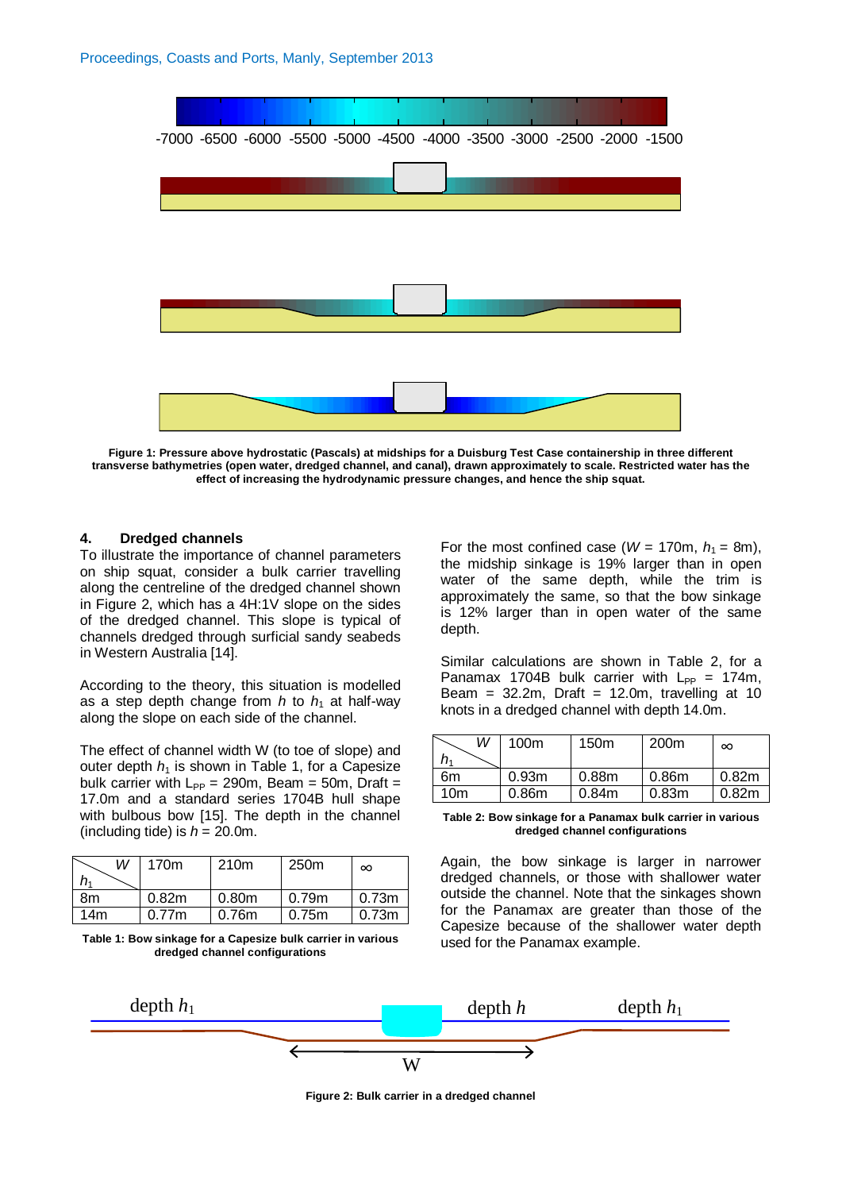Figure 1: Pressure above hydrostatic (Pascals) at midships for a Duisburg Test Case containership in three different transverse bathymetries (open water, dredged channel, and canal), drawn approximately to scale. Restricted water has the effect of increasing the hydrodynamic pressure changes, and hence the ship squat.

## 4. Dredged channels

To illustrate the importance of channel parameters on ship squat, consider a bulk carrier travelling along the centreline of the dredged channel shown in Figure 2, which has a 4H:1V slope on the sides of the dredged channel. This slope is typical of channels dredged through surficial sandy seabeds in Western Australia [14].

According to the theory, this situation is modelled as a step depth change from $h$ to $h_1$ at half-way along the slope on each side of the channel.

The effect of channel width W (to toe of slope) and outer depth $h_1$ is shown in Table 1, for a Capesize bulk carrier with $L_{PP}$ = 290m, Beam = 50m, Draft = 17.0m and a standard series 1704B hull shape with bulbous bow [15]. The depth in the channel (including tide) is $h$ = 20.0m.

| $h_1$ \ $W$ | 170m | 210m | 250m | ∞ |
|---|---|---|---|---|
| 8m | 0.82m | 0.80m | 0.79m | 0.73m |
| 14m | 0.77m | 0.76m | 0.75m | 0.73m |

**Table 1: Bow sinkage for a Capesize bulk carrier in various dredged channel configurations**

For the most confined case ($W$ = 170m, $h_1$ = 8m), the midship sinkage is 19% larger than in open water of the same depth, while the trim is approximately the same, so that the bow sinkage is 12% larger than in open water of the same depth.

Similar calculations are shown in Table 2, for a Panamax 1704B bulk carrier with $L_{PP}$ = 174m, Beam = 32.2m, Draft = 12.0m, travelling at 10 knots in a dredged channel with depth 14.0m.

| $h_1$ \ $W$ | 100m | 150m | 200m | ∞ |
|---|---|---|---|---|
| 6m | 0.93m | 0.88m | 0.86m | 0.82m |
| 10m | 0.86m | 0.84m | 0.83m | 0.82m |

**Table 2: Bow sinkage for a Panamax bulk carrier in various dredged channel configurations**

Again, the bow sinkage is larger in narrower dredged channels, or those with shallower water outside the channel. Note that the sinkages shown for the Panamax are greater than those of the Capesize because of the shallower water depth used for the Panamax example.

**Figure 2: Bulk carrier in a dredged channel**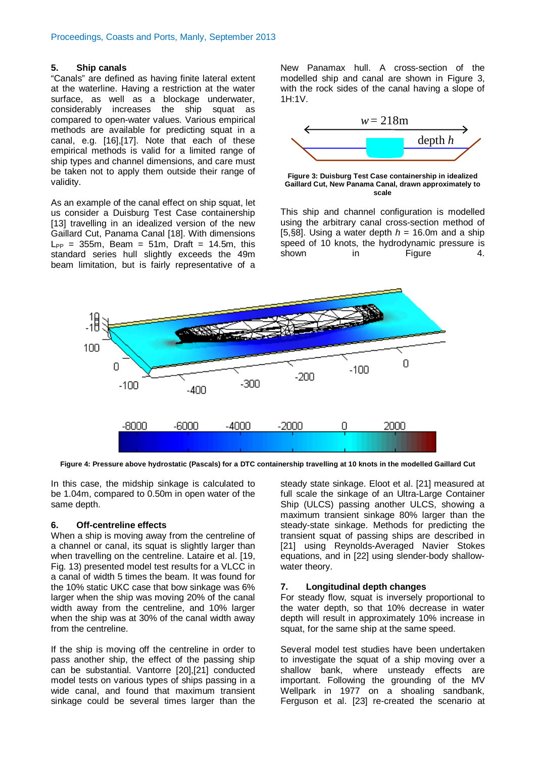## 5. Ship canals

"Canals" are defined as having finite lateral extent at the waterline. Having a restriction at the water surface, as well as a blockage underwater, considerably increases the ship squat as compared to open-water values. Various empirical methods are available for predicting squat in a canal, e.g. [16],[17]. Note that each of these empirical methods is valid for a limited range of ship types and channel dimensions, and care must be taken not to apply them outside their range of validity.

As an example of the canal effect on ship squat, let us consider a Duisburg Test Case containership [13] travelling in an idealized version of the new Gaillard Cut, Panama Canal [18]. With dimensions $L_{PP}$ = 355m, Beam = 51m, Draft = 14.5m, this standard series hull slightly exceeds the 49m beam limitation, but is fairly representative of a New Panamax hull. A cross-section of the modelled ship and canal are shown in Figure 3, with the rock sides of the canal having a slope of 1H:1V.

Figure 3: Duisburg Test Case containership in idealized Gaillard Cut, New Panama Canal, drawn approximately to scale

This ship and channel configuration is modelled using the arbitrary canal cross-section method of [5,§8]. Using a water depth $h$ = 16.0m and a ship speed of 10 knots, the hydrodynamic pressure is shown in Figure 4.

Figure 4: Pressure above hydrostatic (Pascals) for a DTC containership travelling at 10 knots in the modelled Gaillard Cut

In this case, the midship sinkage is calculated to be 1.04m, compared to 0.50m in open water of the same depth.

## 6. Off-centreline effects

When a ship is moving away from the centreline of a channel or canal, its squat is slightly larger than when travelling on the centreline. Lataire et al. [19, Fig. 13) presented model test results for a VLCC in a canal of width 5 times the beam. It was found for the 10% static UKC case that bow sinkage was 6% larger when the ship was moving 20% of the canal width away from the centreline, and 10% larger when the ship was at 30% of the canal width away from the centreline.

If the ship is moving off the centreline in order to pass another ship, the effect of the passing ship can be substantial. Vantorre [20],[21] conducted model tests on various types of ships passing in a wide canal, and found that maximum transient sinkage could be several times larger than the steady state sinkage. Eloot et al. [21] measured at full scale the sinkage of an Ultra-Large Container Ship (ULCS) passing another ULCS, showing a maximum transient sinkage 80% larger than the steady-state sinkage. Methods for predicting the transient squat of passing ships are described in [21] using Reynolds-Averaged Navier Stokes equations, and in [22] using slender-body shallow-water theory.

## 7. Longitudinal depth changes

For steady flow, squat is inversely proportional to the water depth, so that 10% decrease in water depth will result in approximately 10% increase in squat, for the same ship at the same speed.

Several model test studies have been undertaken to investigate the squat of a ship moving over a shallow bank, where unsteady effects are important. Following the grounding of the MV Wellpark in 1977 on a shoaling sandbank, Ferguson et al. [23] re-created the scenario at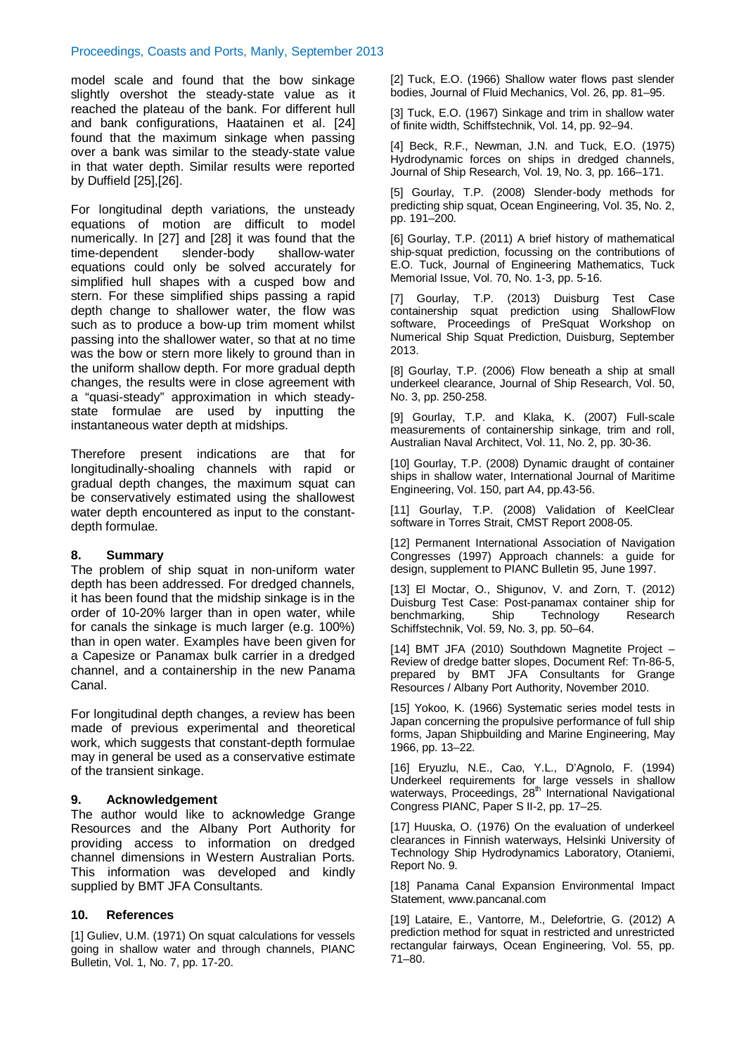model scale and found that the bow sinkage slightly overshot the steady-state value as it reached the plateau of the bank. For different hull and bank configurations, Haatainen et al. [24] found that the maximum sinkage when passing over a bank was similar to the steady-state value in that water depth. Similar results were reported by Duffield [25],[26].

For longitudinal depth variations, the unsteady equations of motion are difficult to model numerically. In [27] and [28] it was found that the time-dependent slender-body shallow-water equations could only be solved accurately for simplified hull shapes with a cusped bow and stern. For these simplified ships passing a rapid depth change to shallower water, the flow was such as to produce a bow-up trim moment whilst passing into the shallower water, so that at no time was the bow or stern more likely to ground than in the uniform shallow depth. For more gradual depth changes, the results were in close agreement with a "quasi-steady" approximation in which steady-state formulae are used by inputting the instantaneous water depth at midships.

Therefore present indications are that for longitudinally-shoaling channels with rapid or gradual depth changes, the maximum squat can be conservatively estimated using the shallowest water depth encountered as input to the constant-depth formulae.

## 8. Summary

The problem of ship squat in non-uniform water depth has been addressed. For dredged channels, it has been found that the midship sinkage is in the order of 10-20% larger than in open water, while for canals the sinkage is much larger (e.g. 100%) than in open water. Examples have been given for a Capesize or Panamax bulk carrier in a dredged channel, and a containership in the new Panama Canal.

For longitudinal depth changes, a review has been made of previous experimental and theoretical work, which suggests that constant-depth formulae may in general be used as a conservative estimate of the transient sinkage.

## 9. Acknowledgement

The author would like to acknowledge Grange Resources and the Albany Port Authority for providing access to information on dredged channel dimensions in Western Australian Ports. This information was developed and kindly supplied by BMT JFA Consultants.

## 10. References

[1] Guliev, U.M. (1971) On squat calculations for vessels going in shallow water and through channels, PIANC Bulletin, Vol. 1, No. 7, pp. 17-20.

[2] Tuck, E.O. (1966) Shallow water flows past slender bodies, Journal of Fluid Mechanics, Vol. 26, pp. 81–95.

[3] Tuck, E.O. (1967) Sinkage and trim in shallow water of finite width, Schiffstechnik, Vol. 14, pp. 92–94.

[4] Beck, R.F., Newman, J.N. and Tuck, E.O. (1975) Hydrodynamic forces on ships in dredged channels, Journal of Ship Research, Vol. 19, No. 3, pp. 166–171.

[5] Gourlay, T.P. (2008) Slender-body methods for predicting ship squat, Ocean Engineering, Vol. 35, No. 2, pp. 191–200.

[6] Gourlay, T.P. (2011) A brief history of mathematical ship-squat prediction, focussing on the contributions of E.O. Tuck, Journal of Engineering Mathematics, Tuck Memorial Issue, Vol. 70, No. 1-3, pp. 5-16.

[7] Gourlay, T.P. (2013) Duisburg Test Case containership squat prediction using ShallowFlow software, Proceedings of PreSquat Workshop on Numerical Ship Squat Prediction, Duisburg, September 2013.

[8] Gourlay, T.P. (2006) Flow beneath a ship at small underkeel clearance, Journal of Ship Research, Vol. 50, No. 3, pp. 250-258.

[9] Gourlay, T.P. and Klaka, K. (2007) Full-scale measurements of containership sinkage, trim and roll, Australian Naval Architect, Vol. 11, No. 2, pp. 30-36.

[10] Gourlay, T.P. (2008) Dynamic draught of container ships in shallow water, International Journal of Maritime Engineering, Vol. 150, part A4, pp.43-56.

[11] Gourlay, T.P. (2008) Validation of KeelClear software in Torres Strait, CMST Report 2008-05.

[12] Permanent International Association of Navigation Congresses (1997) Approach channels: a guide for design, supplement to PIANC Bulletin 95, June 1997.

[13] El Moctar, O., Shigunov, V. and Zorn, T. (2012) Duisburg Test Case: Post-panamax container ship for benchmarking, Ship Technology Research Schiffstechnik, Vol. 59, No. 3, pp. 50–64.

[14] BMT JFA (2010) Southdown Magnetite Project – Review of dredge batter slopes, Document Ref: Tn-86-5, prepared by BMT JFA Consultants for Grange Resources / Albany Port Authority, November 2010.

[15] Yokoo, K. (1966) Systematic series model tests in Japan concerning the propulsive performance of full ship forms, Japan Shipbuilding and Marine Engineering, May 1966, pp. 13–22.

[16] Eryuzlu, N.E., Cao, Y.L., D'Agnolo, F. (1994) Underkeel requirements for large vessels in shallow waterways, Proceedings, 28th International Navigational Congress PIANC, Paper S II-2, pp. 17–25.

[17] Huuska, O. (1976) On the evaluation of underkeel clearances in Finnish waterways, Helsinki University of Technology Ship Hydrodynamics Laboratory, Otaniemi, Report No. 9.

[18] Panama Canal Expansion Environmental Impact Statement, www.pancanal.com

[19] Lataire, E., Vantorre, M., Delefortrie, G. (2012) A prediction method for squat in restricted and unrestricted rectangular fairways, Ocean Engineering, Vol. 55, pp. 71–80.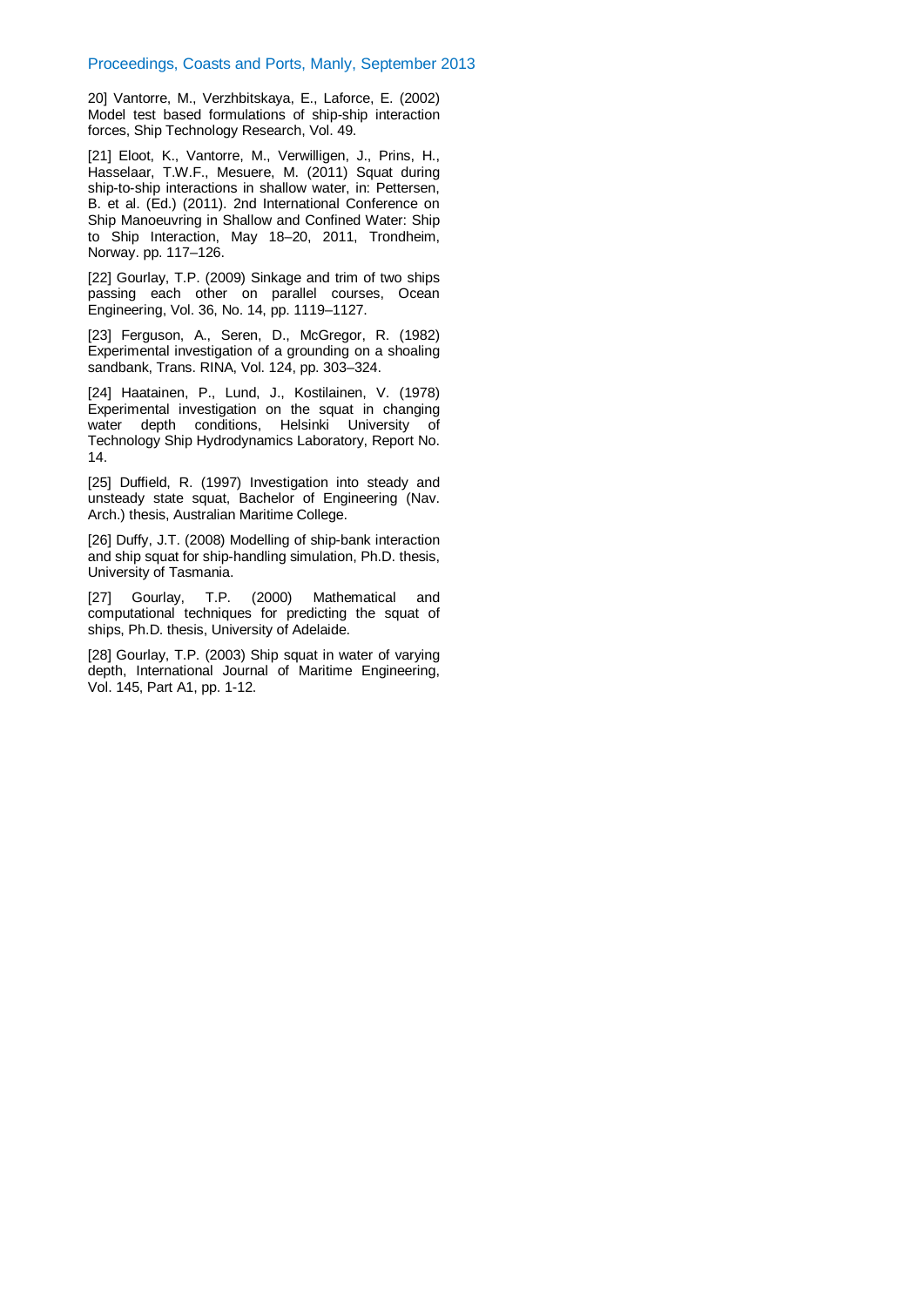20] Vantorre, M., Verzhbitskaya, E., Laforce, E. (2002) Model test based formulations of ship-ship interaction forces, Ship Technology Research, Vol. 49.

[21] Eloot, K., Vantorre, M., Verwilligen, J., Prins, H., Hasselaar, T.W.F., Mesuere, M. (2011) Squat during ship-to-ship interactions in shallow water, in: Pettersen, B. et al. (Ed.) (2011). 2nd International Conference on Ship Manoeuvring in Shallow and Confined Water: Ship to Ship Interaction, May 18–20, 2011, Trondheim, Norway. pp. 117–126.

[22] Gourlay, T.P. (2009) Sinkage and trim of two ships passing each other on parallel courses, Ocean Engineering, Vol. 36, No. 14, pp. 1119–1127.

[23] Ferguson, A., Seren, D., McGregor, R. (1982) Experimental investigation of a grounding on a shoaling sandbank, Trans. RINA, Vol. 124, pp. 303–324.

[24] Haatainen, P., Lund, J., Kostilainen, V. (1978) Experimental investigation on the squat in changing water depth conditions, Helsinki University of Technology Ship Hydrodynamics Laboratory, Report No. 14.

[25] Duffield, R. (1997) Investigation into steady and unsteady state squat, Bachelor of Engineering (Nav. Arch.) thesis, Australian Maritime College.

[26] Duffy, J.T. (2008) Modelling of ship-bank interaction and ship squat for ship-handling simulation, Ph.D. thesis, University of Tasmania.

[27] Gourlay, T.P. (2000) Mathematical and computational techniques for predicting the squat of ships, Ph.D. thesis, University of Adelaide.

[28] Gourlay, T.P. (2003) Ship squat in water of varying depth, International Journal of Maritime Engineering, Vol. 145, Part A1, pp. 1-12.